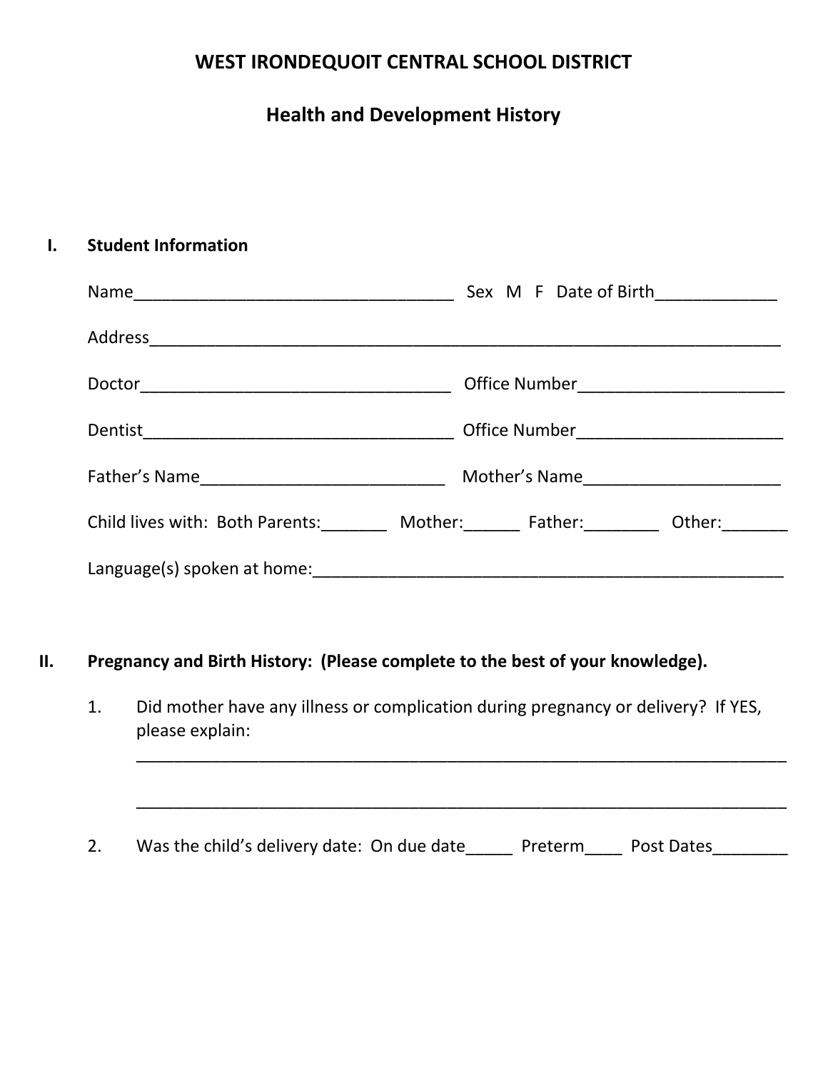# WEST IRONDEQUOIT CENTRAL SCHOOL DISTRICT

## Health and Development History

**I. Student Information**

Name___________________________________ Sex M F Date of Birth_____________

Address_______________________________________________________________________

Doctor__________________________________ Office Number______________________

Dentist__________________________________ Office Number______________________

Father's Name__________________________ Mother's Name_____________________

Child lives with: Both Parents:_______ Mother:______ Father:________ Other:_______

Language(s) spoken at home:___________________________________________________

**II. Pregnancy and Birth History: (Please complete to the best of your knowledge).**

1. Did mother have any illness or complication during pregnancy or delivery? If YES, please explain:

   ______________________________________________________________________

   ______________________________________________________________________

2. Was the child's delivery date: On due date_____ Preterm____ Post Dates________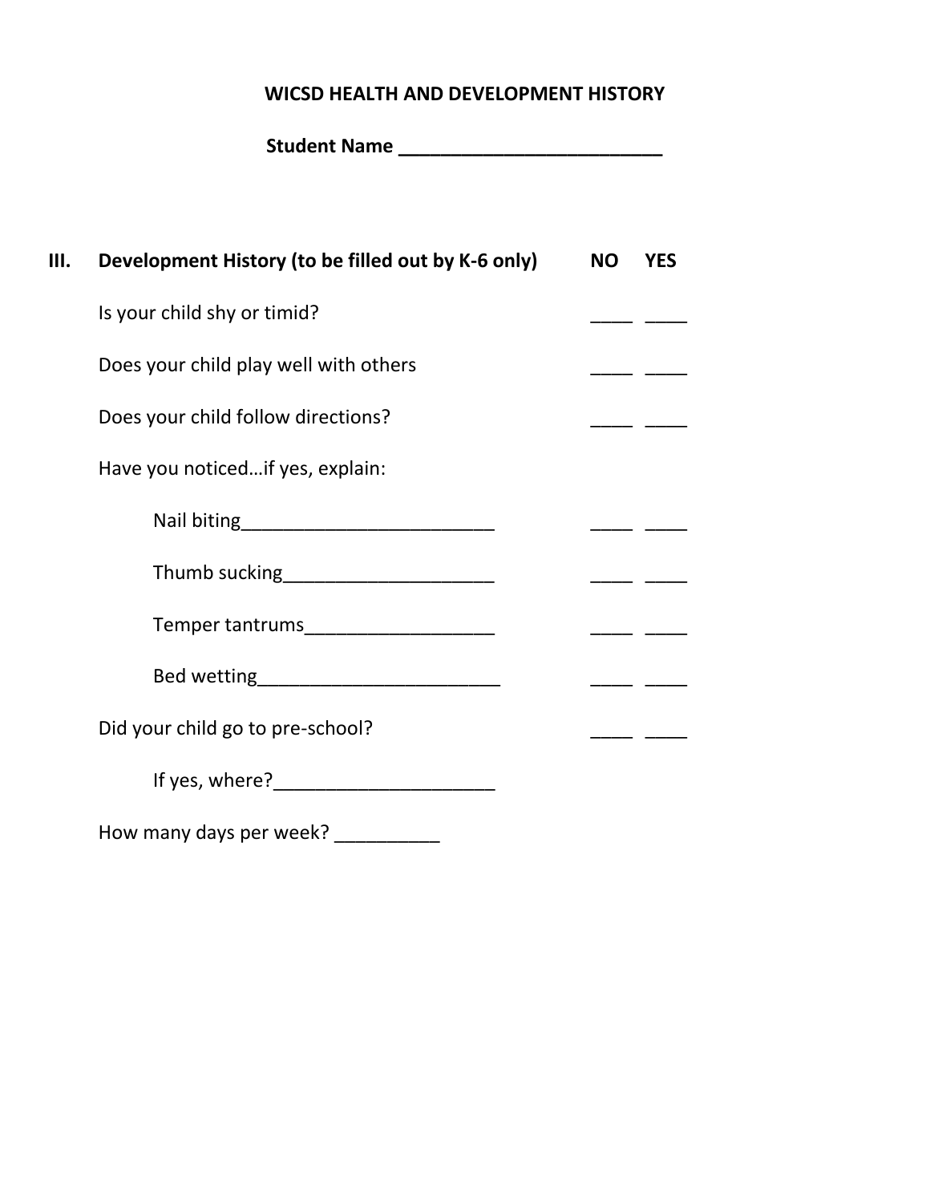**WICSD HEALTH AND DEVELOPMENT HISTORY**

**Student Name \_\_\_\_\_\_\_\_\_\_\_\_\_\_\_\_\_\_\_\_\_\_\_\_\_\_**

| **III. Development History (to be filled out by K-6 only)** | **NO** | **YES** |
|---|---|---|
| Is your child shy or timid? | \_\_\_\_ | \_\_\_\_ |
| Does your child play well with others | \_\_\_\_ | \_\_\_\_ |
| Does your child follow directions? | \_\_\_\_ | \_\_\_\_ |
| Have you noticed…if yes, explain: | | |
| Nail biting\_\_\_\_\_\_\_\_\_\_\_\_\_\_\_\_\_\_\_\_\_\_\_\_\_ | \_\_\_\_ | \_\_\_\_ |
| Thumb sucking\_\_\_\_\_\_\_\_\_\_\_\_\_\_\_\_\_\_\_\_\_ | \_\_\_\_ | \_\_\_\_ |
| Temper tantrums\_\_\_\_\_\_\_\_\_\_\_\_\_\_\_\_\_\_\_ | \_\_\_\_ | \_\_\_\_ |
| Bed wetting\_\_\_\_\_\_\_\_\_\_\_\_\_\_\_\_\_\_\_\_\_\_\_\_ | \_\_\_\_ | \_\_\_\_ |
| Did your child go to pre-school? | \_\_\_\_ | \_\_\_\_ |

If yes, where?\_\_\_\_\_\_\_\_\_\_\_\_\_\_\_\_\_\_\_\_\_\_

How many days per week? \_\_\_\_\_\_\_\_\_\_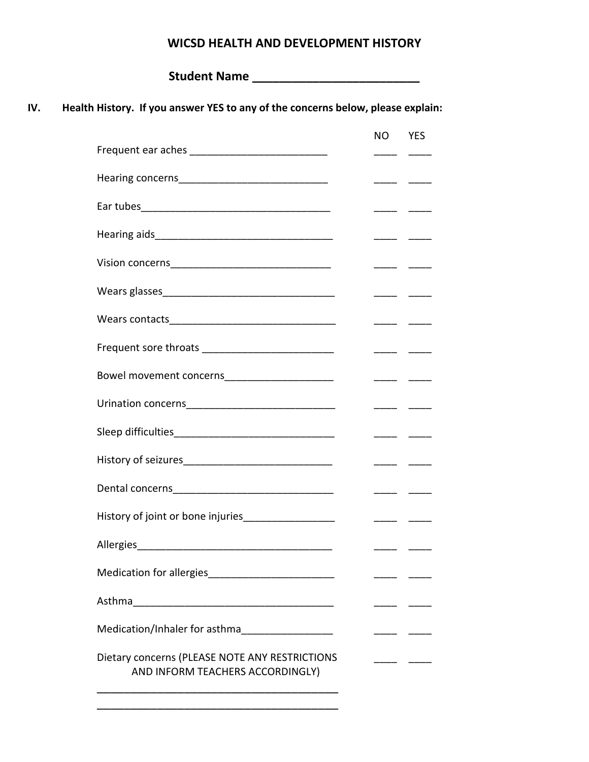# WICSD HEALTH AND DEVELOPMENT HISTORY

**Student Name \_\_\_\_\_\_\_\_\_\_\_\_\_\_\_\_\_\_\_\_\_\_\_\_\_**

**IV. Health History. If you answer YES to any of the concerns below, please explain:**

| | NO | YES |
|---|---|---|
| Frequent ear aches ________________________ | ____ | ____ |
| Hearing concerns__________________________ | ____ | ____ |
| Ear tubes_________________________________ | ____ | ____ |
| Hearing aids_______________________________ | ____ | ____ |
| Vision concerns____________________________ | ____ | ____ |
| Wears glasses______________________________ | ____ | ____ |
| Wears contacts_____________________________ | ____ | ____ |
| Frequent sore throats ______________________ | ____ | ____ |
| Bowel movement concerns___________________ | ____ | ____ |
| Urination concerns__________________________ | ____ | ____ |
| Sleep difficulties____________________________ | ____ | ____ |
| History of seizures__________________________ | ____ | ____ |
| Dental concerns_____________________________ | ____ | ____ |
| History of joint or bone injuries________________ | ____ | ____ |
| Allergies___________________________________ | ____ | ____ |
| Medication for allergies______________________ | ____ | ____ |
| Asthma____________________________________ | ____ | ____ |
| Medication/Inhaler for asthma________________ | ____ | ____ |
| Dietary concerns (PLEASE NOTE ANY RESTRICTIONS AND INFORM TEACHERS ACCORDINGLY) | ____ | ____ |

__________________________________________

__________________________________________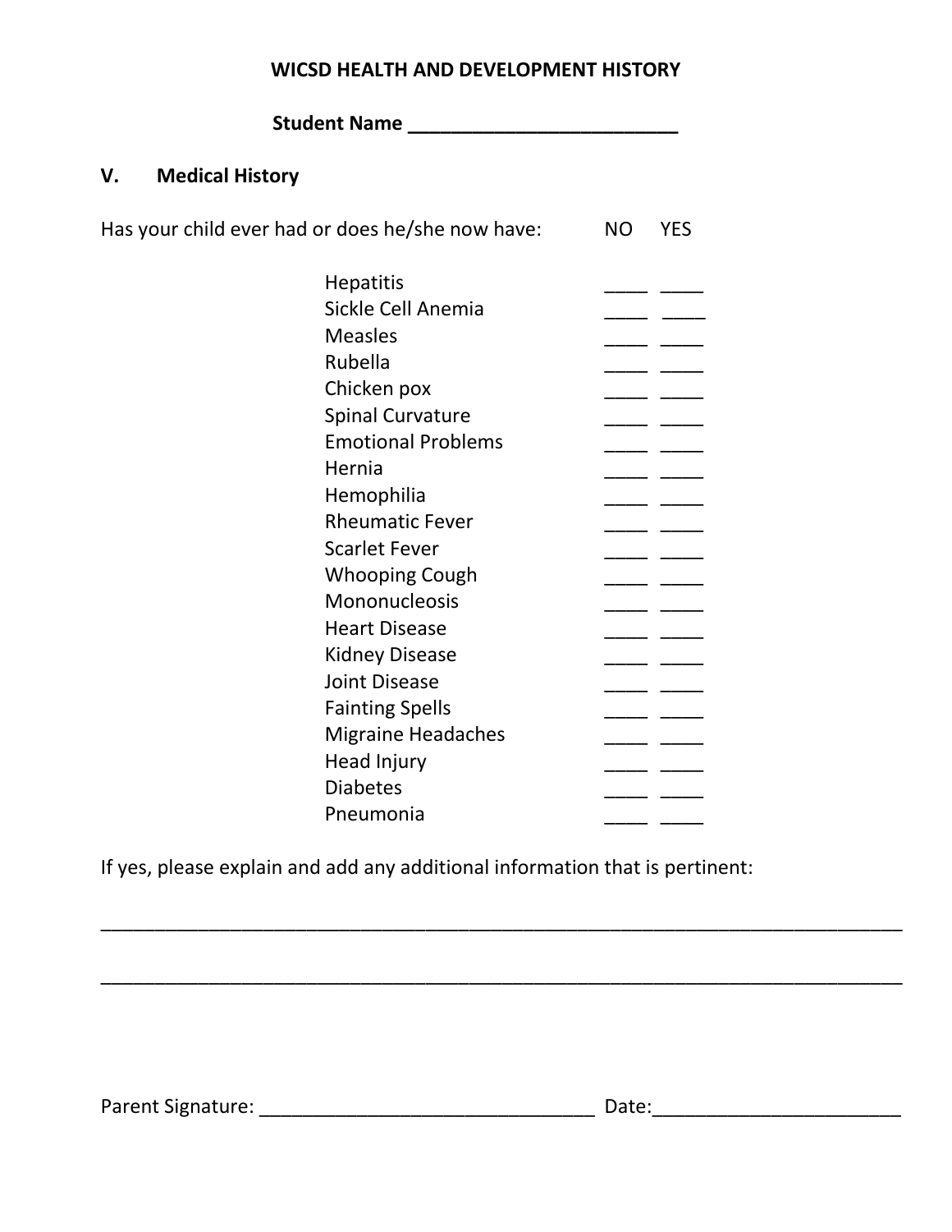# WICSD HEALTH AND DEVELOPMENT HISTORY

**Student Name _________________________**

## V. Medical History

Has your child ever had or does he/she now have:

| | NO | YES |
|---|---|---|
| Hepatitis | ____ | ____ |
| Sickle Cell Anemia | ____ | ____ |
| Measles | ____ | ____ |
| Rubella | ____ | ____ |
| Chicken pox | ____ | ____ |
| Spinal Curvature | ____ | ____ |
| Emotional Problems | ____ | ____ |
| Hernia | ____ | ____ |
| Hemophilia | ____ | ____ |
| Rheumatic Fever | ____ | ____ |
| Scarlet Fever | ____ | ____ |
| Whooping Cough | ____ | ____ |
| Mononucleosis | ____ | ____ |
| Heart Disease | ____ | ____ |
| Kidney Disease | ____ | ____ |
| Joint Disease | ____ | ____ |
| Fainting Spells | ____ | ____ |
| Migraine Headaches | ____ | ____ |
| Head Injury | ____ | ____ |
| Diabetes | ____ | ____ |
| Pneumonia | ____ | ____ |

If yes, please explain and add any additional information that is pertinent:

___________________________________________________________________________

___________________________________________________________________________

Parent Signature: _______________________________ Date:_______________________